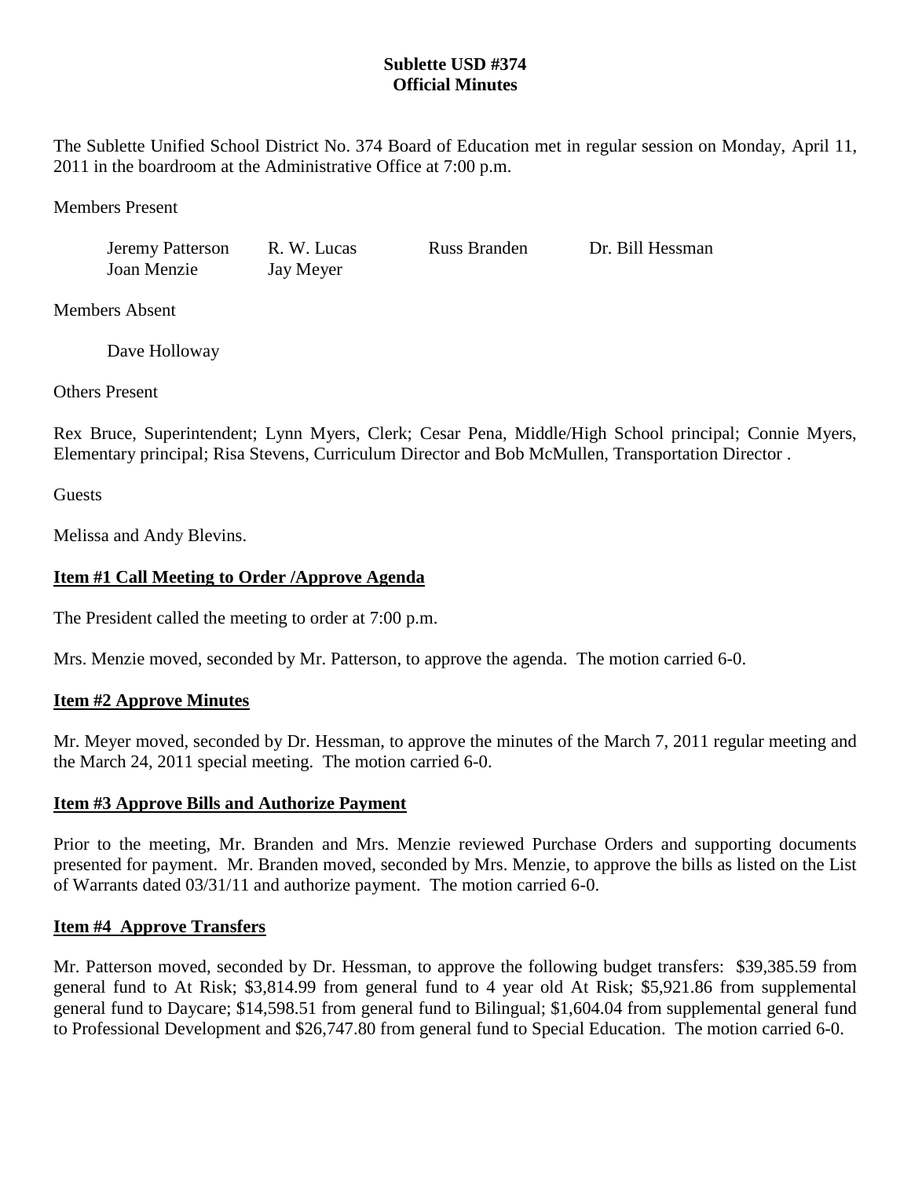# Sublette USD #374
## Official Minutes

The Sublette Unified School District No. 374 Board of Education met in regular session on Monday, April 11, 2011 in the boardroom at the Administrative Office at 7:00 p.m.

Members Present

| | | | |
|---|---|---|---|
| Jeremy Patterson | R. W. Lucas | Russ Branden | Dr. Bill Hessman |
| Joan Menzie | Jay Meyer | | |

Members Absent

Dave Holloway

Others Present

Rex Bruce, Superintendent; Lynn Myers, Clerk; Cesar Pena, Middle/High School principal; Connie Myers, Elementary principal; Risa Stevens, Curriculum Director and Bob McMullen, Transportation Director .

Guests

Melissa and Andy Blevins.

### Item #1 Call Meeting to Order /Approve Agenda

The President called the meeting to order at 7:00 p.m.

Mrs. Menzie moved, seconded by Mr. Patterson, to approve the agenda. The motion carried 6-0.

### Item #2 Approve Minutes

Mr. Meyer moved, seconded by Dr. Hessman, to approve the minutes of the March 7, 2011 regular meeting and the March 24, 2011 special meeting. The motion carried 6-0.

### Item #3 Approve Bills and Authorize Payment

Prior to the meeting, Mr. Branden and Mrs. Menzie reviewed Purchase Orders and supporting documents presented for payment. Mr. Branden moved, seconded by Mrs. Menzie, to approve the bills as listed on the List of Warrants dated 03/31/11 and authorize payment. The motion carried 6-0.

### Item #4 Approve Transfers

Mr. Patterson moved, seconded by Dr. Hessman, to approve the following budget transfers: $39,385.59 from general fund to At Risk; $3,814.99 from general fund to 4 year old At Risk; $5,921.86 from supplemental general fund to Daycare; $14,598.51 from general fund to Bilingual; $1,604.04 from supplemental general fund to Professional Development and $26,747.80 from general fund to Special Education. The motion carried 6-0.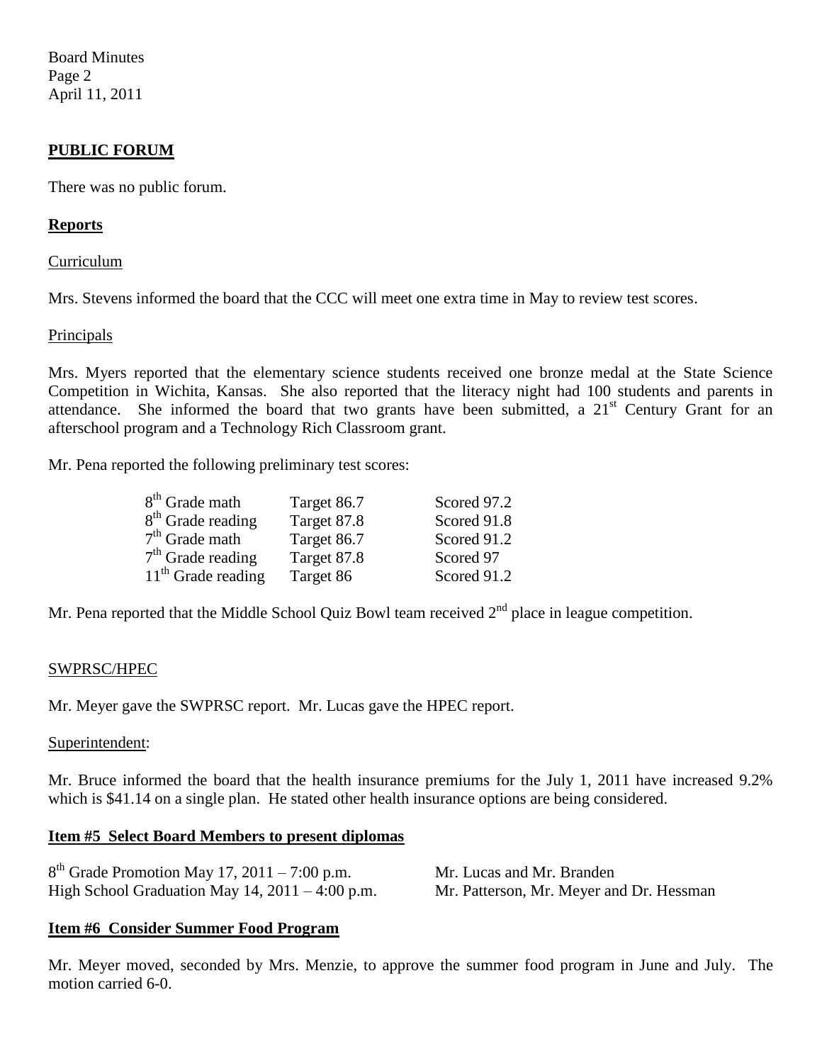## PUBLIC FORUM

There was no public forum.

## Reports

Curriculum

Mrs. Stevens informed the board that the CCC will meet one extra time in May to review test scores.

Principals

Mrs. Myers reported that the elementary science students received one bronze medal at the State Science Competition in Wichita, Kansas. She also reported that the literacy night had 100 students and parents in attendance. She informed the board that two grants have been submitted, a 21st Century Grant for an afterschool program and a Technology Rich Classroom grant.

Mr. Pena reported the following preliminary test scores:

| | | |
|---|---|---|
| 8th Grade math | Target 86.7 | Scored 97.2 |
| 8th Grade reading | Target 87.8 | Scored 91.8 |
| 7th Grade math | Target 86.7 | Scored 91.2 |
| 7th Grade reading | Target 87.8 | Scored 97 |
| 11th Grade reading | Target 86 | Scored 91.2 |

Mr. Pena reported that the Middle School Quiz Bowl team received 2nd place in league competition.

SWPRSC/HPEC

Mr. Meyer gave the SWPRSC report. Mr. Lucas gave the HPEC report.

Superintendent:

Mr. Bruce informed the board that the health insurance premiums for the July 1, 2011 have increased 9.2% which is $41.14 on a single plan. He stated other health insurance options are being considered.

## Item #5 Select Board Members to present diplomas

| | |
|---|---|
| 8th Grade Promotion May 17, 2011 – 7:00 p.m. | Mr. Lucas and Mr. Branden |
| High School Graduation May 14, 2011 – 4:00 p.m. | Mr. Patterson, Mr. Meyer and Dr. Hessman |

## Item #6 Consider Summer Food Program

Mr. Meyer moved, seconded by Mrs. Menzie, to approve the summer food program in June and July. The motion carried 6-0.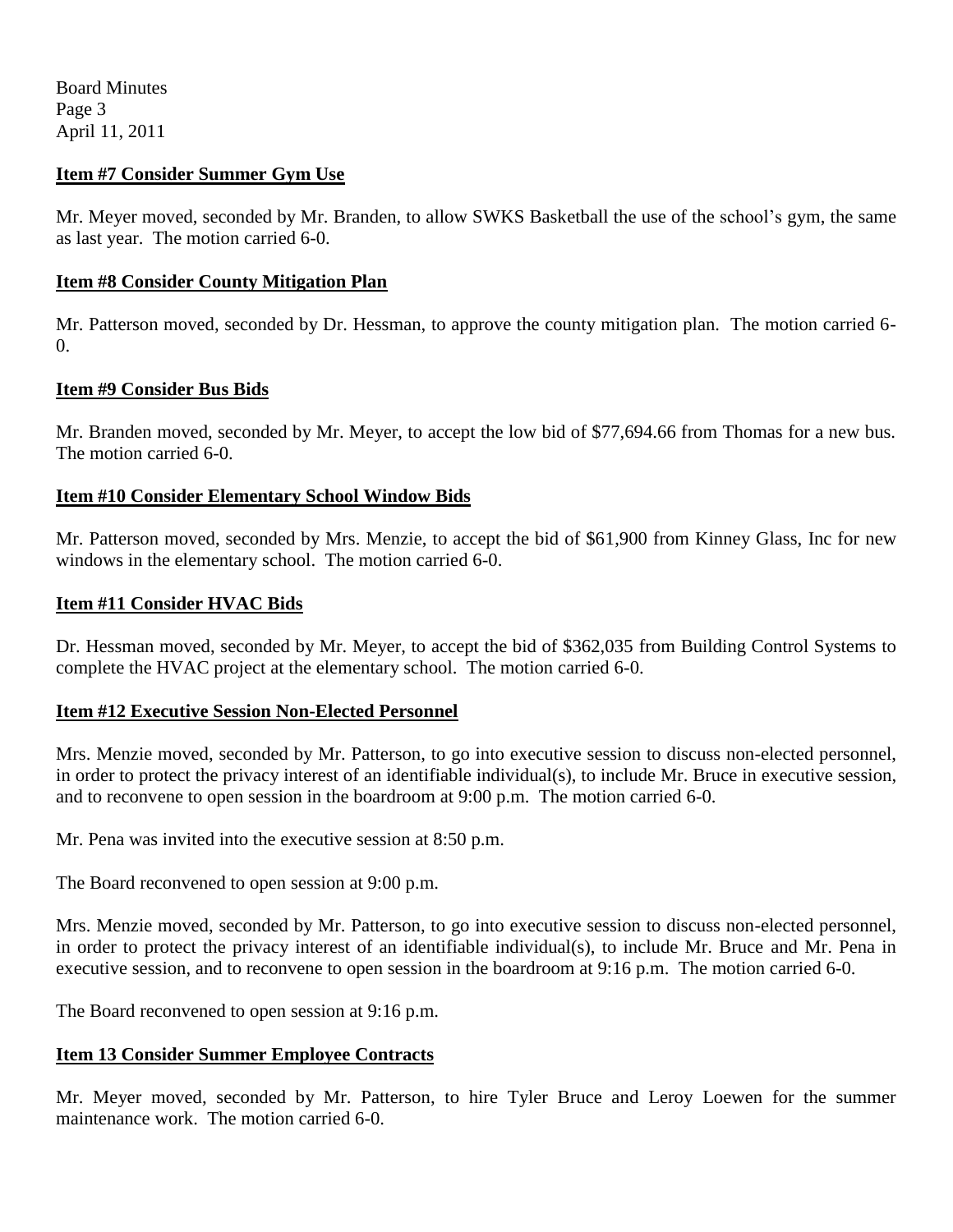**Item #7 Consider Summer Gym Use**

Mr. Meyer moved, seconded by Mr. Branden, to allow SWKS Basketball the use of the school's gym, the same as last year. The motion carried 6-0.

**Item #8 Consider County Mitigation Plan**

Mr. Patterson moved, seconded by Dr. Hessman, to approve the county mitigation plan. The motion carried 6-0.

**Item #9 Consider Bus Bids**

Mr. Branden moved, seconded by Mr. Meyer, to accept the low bid of $77,694.66 from Thomas for a new bus. The motion carried 6-0.

**Item #10 Consider Elementary School Window Bids**

Mr. Patterson moved, seconded by Mrs. Menzie, to accept the bid of $61,900 from Kinney Glass, Inc for new windows in the elementary school. The motion carried 6-0.

**Item #11 Consider HVAC Bids**

Dr. Hessman moved, seconded by Mr. Meyer, to accept the bid of $362,035 from Building Control Systems to complete the HVAC project at the elementary school. The motion carried 6-0.

**Item #12 Executive Session Non-Elected Personnel**

Mrs. Menzie moved, seconded by Mr. Patterson, to go into executive session to discuss non-elected personnel, in order to protect the privacy interest of an identifiable individual(s), to include Mr. Bruce in executive session, and to reconvene to open session in the boardroom at 9:00 p.m. The motion carried 6-0.

Mr. Pena was invited into the executive session at 8:50 p.m.

The Board reconvened to open session at 9:00 p.m.

Mrs. Menzie moved, seconded by Mr. Patterson, to go into executive session to discuss non-elected personnel, in order to protect the privacy interest of an identifiable individual(s), to include Mr. Bruce and Mr. Pena in executive session, and to reconvene to open session in the boardroom at 9:16 p.m. The motion carried 6-0.

The Board reconvened to open session at 9:16 p.m.

**Item 13 Consider Summer Employee Contracts**

Mr. Meyer moved, seconded by Mr. Patterson, to hire Tyler Bruce and Leroy Loewen for the summer maintenance work. The motion carried 6-0.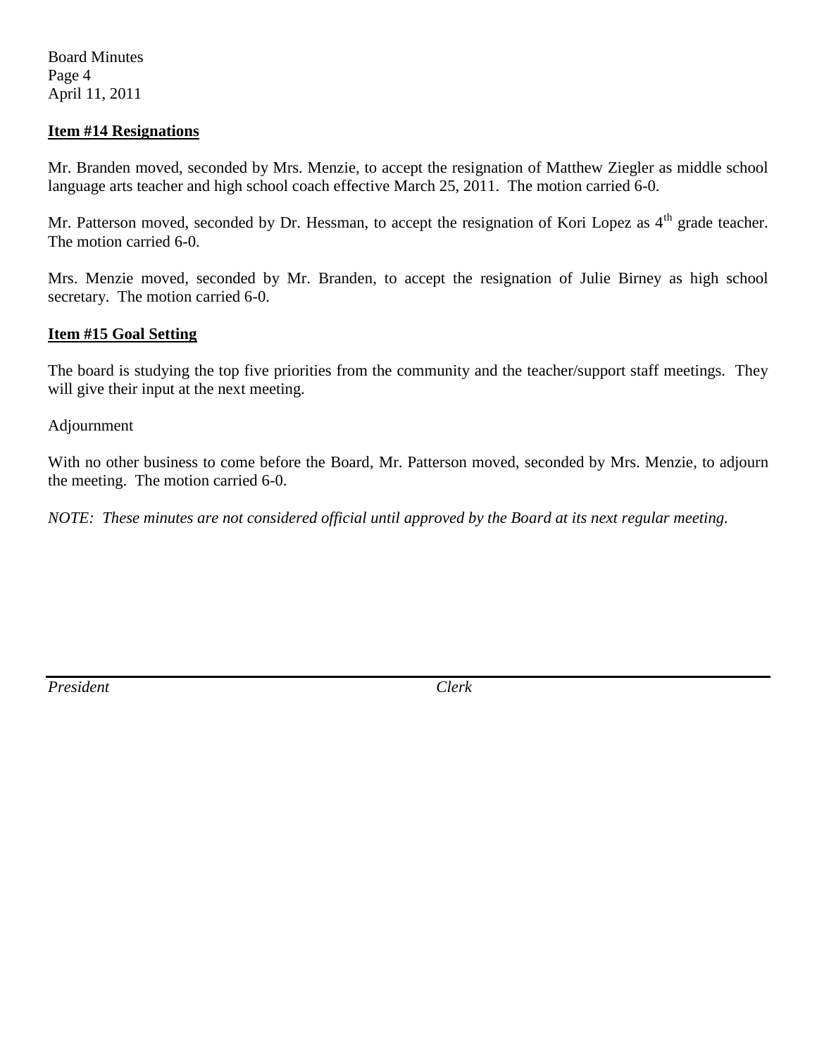**Item #14 Resignations**

Mr. Branden moved, seconded by Mrs. Menzie, to accept the resignation of Matthew Ziegler as middle school language arts teacher and high school coach effective March 25, 2011. The motion carried 6-0.

Mr. Patterson moved, seconded by Dr. Hessman, to accept the resignation of Kori Lopez as 4th grade teacher. The motion carried 6-0.

Mrs. Menzie moved, seconded by Mr. Branden, to accept the resignation of Julie Birney as high school secretary. The motion carried 6-0.

**Item #15 Goal Setting**

The board is studying the top five priorities from the community and the teacher/support staff meetings. They will give their input at the next meeting.

Adjournment

With no other business to come before the Board, Mr. Patterson moved, seconded by Mrs. Menzie, to adjourn the meeting. The motion carried 6-0.

*NOTE: These minutes are not considered official until approved by the Board at its next regular meeting.*

*President* *Clerk*